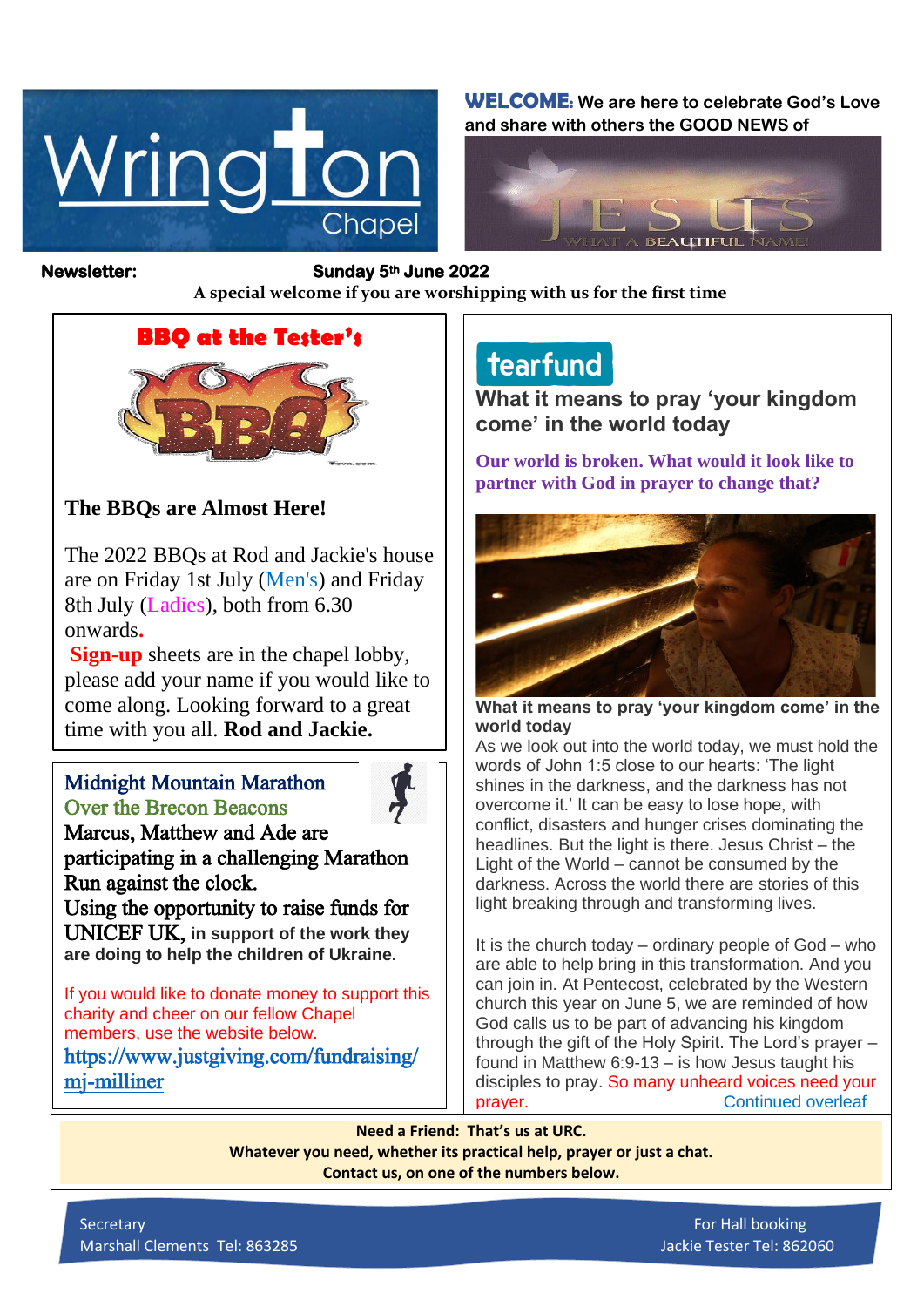# Wrington Chapel

**WELCOME:** We are here to celebrate God's Love and share with others the GOOD NEWS of JESUS — WHAT A BEAUTIFUL NAME!

**Newsletter: Sunday 5th June 2022**

**A special welcome if you are worshipping with us for the first time**

## BBQ at the Tester's

### The BBQs are Almost Here!

The 2022 BBQs at Rod and Jackie's house are on Friday 1st July (Men's) and Friday 8th July (Ladies), both from 6.30 onwards.

**Sign-up** sheets are in the chapel lobby, please add your name if you would like to come along. Looking forward to a great time with you all. **Rod and Jackie.**

## Midnight Mountain Marathon

Over the Brecon Beacons

Marcus, Matthew and Ade are participating in a challenging Marathon Run against the clock.

Using the opportunity to raise funds for UNICEF UK, **in support of the work they are doing to help the children of Ukraine.**

If you would like to donate money to support this charity and cheer on our fellow Chapel members, use the website below.

https://www.justgiving.com/fundraising/mj-milliner

## tearfund

### What it means to pray 'your kingdom come' in the world today

**Our world is broken. What would it look like to partner with God in prayer to change that?**

**What it means to pray 'your kingdom come' in the world today**

As we look out into the world today, we must hold the words of John 1:5 close to our hearts: 'The light shines in the darkness, and the darkness has not overcome it.' It can be easy to lose hope, with conflict, disasters and hunger crises dominating the headlines. But the light is there. Jesus Christ – the Light of the World – cannot be consumed by the darkness. Across the world there are stories of this light breaking through and transforming lives.

It is the church today – ordinary people of God – who are able to help bring in this transformation. And you can join in. At Pentecost, celebrated by the Western church this year on June 5, we are reminded of how God calls us to be part of advancing his kingdom through the gift of the Holy Spirit. The Lord's prayer – found in Matthew 6:9-13 – is how Jesus taught his disciples to pray. So many unheard voices need your prayer. Continued overleaf

**Need a Friend: That's us at URC.**
**Whatever you need, whether its practical help, prayer or just a chat.**
**Contact us, on one of the numbers below.**

Secretary
Marshall Clements Tel: 863285

For Hall booking
Jackie Tester Tel: 862060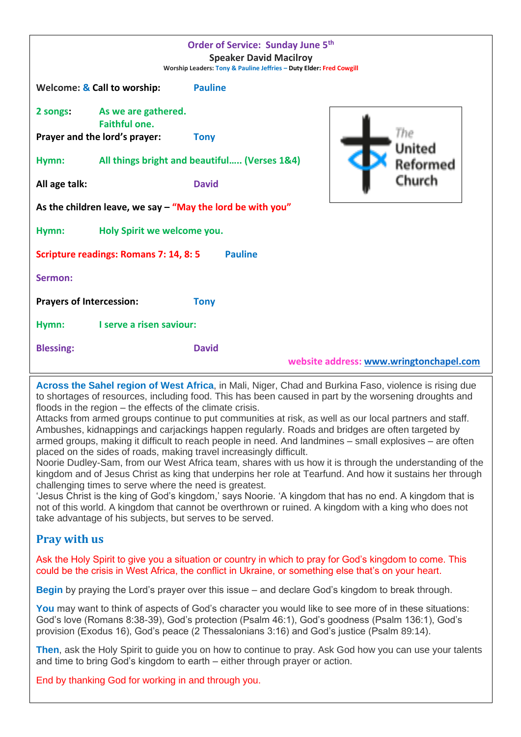**Order of Service: Sunday June 5th**

**Speaker David Macilroy**

**Worship Leaders: Tony & Pauline Jeffries – Duty Elder: Fred Cowgill**

**Welcome: & Call to worship:** Pauline

**2 songs:** As we are gathered. Faithful one.

**Prayer and the lord's prayer:** Tony

**Hymn:** All things bright and beautiful….. (Verses 1&4)

**All age talk:** David

**As the children leave, we say – "May the lord be with you"**

**Hymn:** Holy Spirit we welcome you.

**Scripture readings: Romans 7: 14, 8: 5** Pauline

**Sermon:**

**Prayers of Intercession:** Tony

**Hymn:** I serve a risen saviour:

**Blessing:** David

The United Reformed Church

website address: www.wringtonchapel.com

---

**Across the Sahel region of West Africa**, in Mali, Niger, Chad and Burkina Faso, violence is rising due to shortages of resources, including food. This has been caused in part by the worsening droughts and floods in the region – the effects of the climate crisis.

Attacks from armed groups continue to put communities at risk, as well as our local partners and staff. Ambushes, kidnappings and carjackings happen regularly. Roads and bridges are often targeted by armed groups, making it difficult to reach people in need. And landmines – small explosives – are often placed on the sides of roads, making travel increasingly difficult.

Noorie Dudley-Sam, from our West Africa team, shares with us how it is through the understanding of the kingdom and of Jesus Christ as king that underpins her role at Tearfund. And how it sustains her through challenging times to serve where the need is greatest.

'Jesus Christ is the king of God's kingdom,' says Noorie. 'A kingdom that has no end. A kingdom that is not of this world. A kingdom that cannot be overthrown or ruined. A kingdom with a king who does not take advantage of his subjects, but serves to be served.

## Pray with us

Ask the Holy Spirit to give you a situation or country in which to pray for God's kingdom to come. This could be the crisis in West Africa, the conflict in Ukraine, or something else that's on your heart.

**Begin** by praying the Lord's prayer over this issue – and declare God's kingdom to break through.

**You** may want to think of aspects of God's character you would like to see more of in these situations: God's love (Romans 8:38-39), God's protection (Psalm 46:1), God's goodness (Psalm 136:1), God's provision (Exodus 16), God's peace (2 Thessalonians 3:16) and God's justice (Psalm 89:14).

**Then**, ask the Holy Spirit to guide you on how to continue to pray. Ask God how you can use your talents and time to bring God's kingdom to earth – either through prayer or action.

End by thanking God for working in and through you.